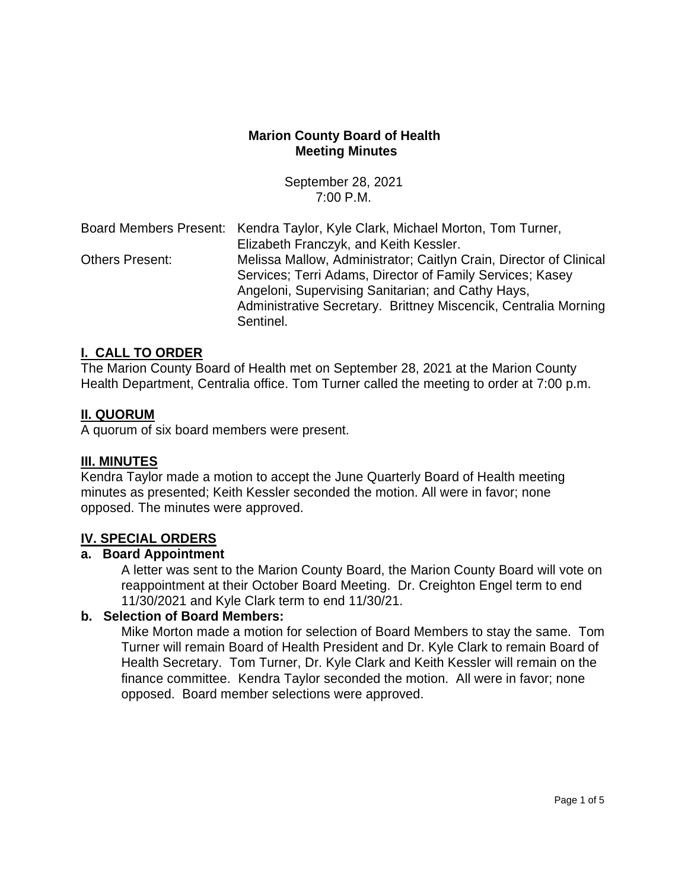# Marion County Board of Health
## Meeting Minutes

September 28, 2021
7:00 P.M.

Board Members Present: Kendra Taylor, Kyle Clark, Michael Morton, Tom Turner, Elizabeth Franczyk, and Keith Kessler.

Others Present: Melissa Mallow, Administrator; Caitlyn Crain, Director of Clinical Services; Terri Adams, Director of Family Services; Kasey Angeloni, Supervising Sanitarian; and Cathy Hays, Administrative Secretary. Brittney Miscencik, Centralia Morning Sentinel.

### I. CALL TO ORDER

The Marion County Board of Health met on September 28, 2021 at the Marion County Health Department, Centralia office. Tom Turner called the meeting to order at 7:00 p.m.

### II. QUORUM

A quorum of six board members were present.

### III. MINUTES

Kendra Taylor made a motion to accept the June Quarterly Board of Health meeting minutes as presented; Keith Kessler seconded the motion. All were in favor; none opposed. The minutes were approved.

### IV. SPECIAL ORDERS

**a. Board Appointment**

A letter was sent to the Marion County Board, the Marion County Board will vote on reappointment at their October Board Meeting. Dr. Creighton Engel term to end 11/30/2021 and Kyle Clark term to end 11/30/21.

**b. Selection of Board Members:**

Mike Morton made a motion for selection of Board Members to stay the same. Tom Turner will remain Board of Health President and Dr. Kyle Clark to remain Board of Health Secretary. Tom Turner, Dr. Kyle Clark and Keith Kessler will remain on the finance committee. Kendra Taylor seconded the motion. All were in favor; none opposed. Board member selections were approved.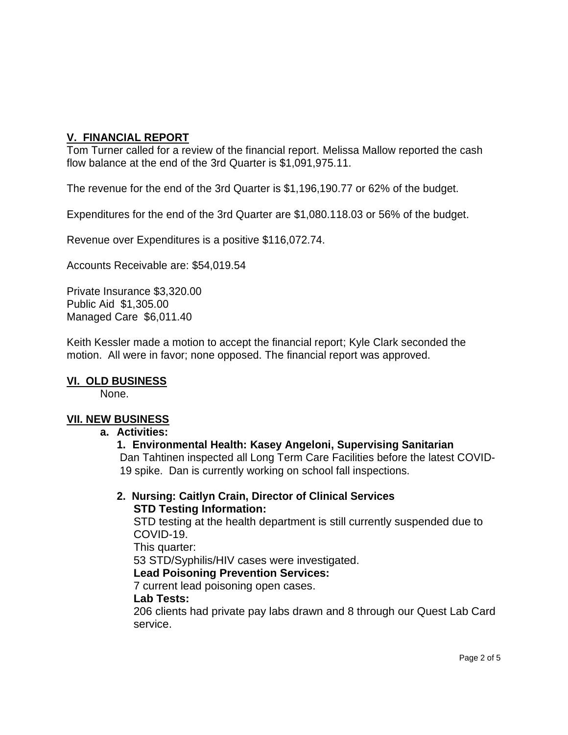## V. FINANCIAL REPORT

Tom Turner called for a review of the financial report. Melissa Mallow reported the cash flow balance at the end of the 3rd Quarter is $1,091,975.11.

The revenue for the end of the 3rd Quarter is $1,196,190.77 or 62% of the budget.

Expenditures for the end of the 3rd Quarter are $1,080.118.03 or 56% of the budget.

Revenue over Expenditures is a positive $116,072.74.

Accounts Receivable are: $54,019.54

Private Insurance $3,320.00
Public Aid $1,305.00
Managed Care $6,011.40

Keith Kessler made a motion to accept the financial report; Kyle Clark seconded the motion. All were in favor; none opposed. The financial report was approved.

## VI. OLD BUSINESS

None.

## VII. NEW BUSINESS

**a. Activities:**

**1. Environmental Health: Kasey Angeloni, Supervising Sanitarian**

Dan Tahtinen inspected all Long Term Care Facilities before the latest COVID-19 spike. Dan is currently working on school fall inspections.

**2. Nursing: Caitlyn Crain, Director of Clinical Services**

**STD Testing Information:**

STD testing at the health department is still currently suspended due to COVID-19.

This quarter:

53 STD/Syphilis/HIV cases were investigated.

**Lead Poisoning Prevention Services:**

7 current lead poisoning open cases.

**Lab Tests:**

206 clients had private pay labs drawn and 8 through our Quest Lab Card service.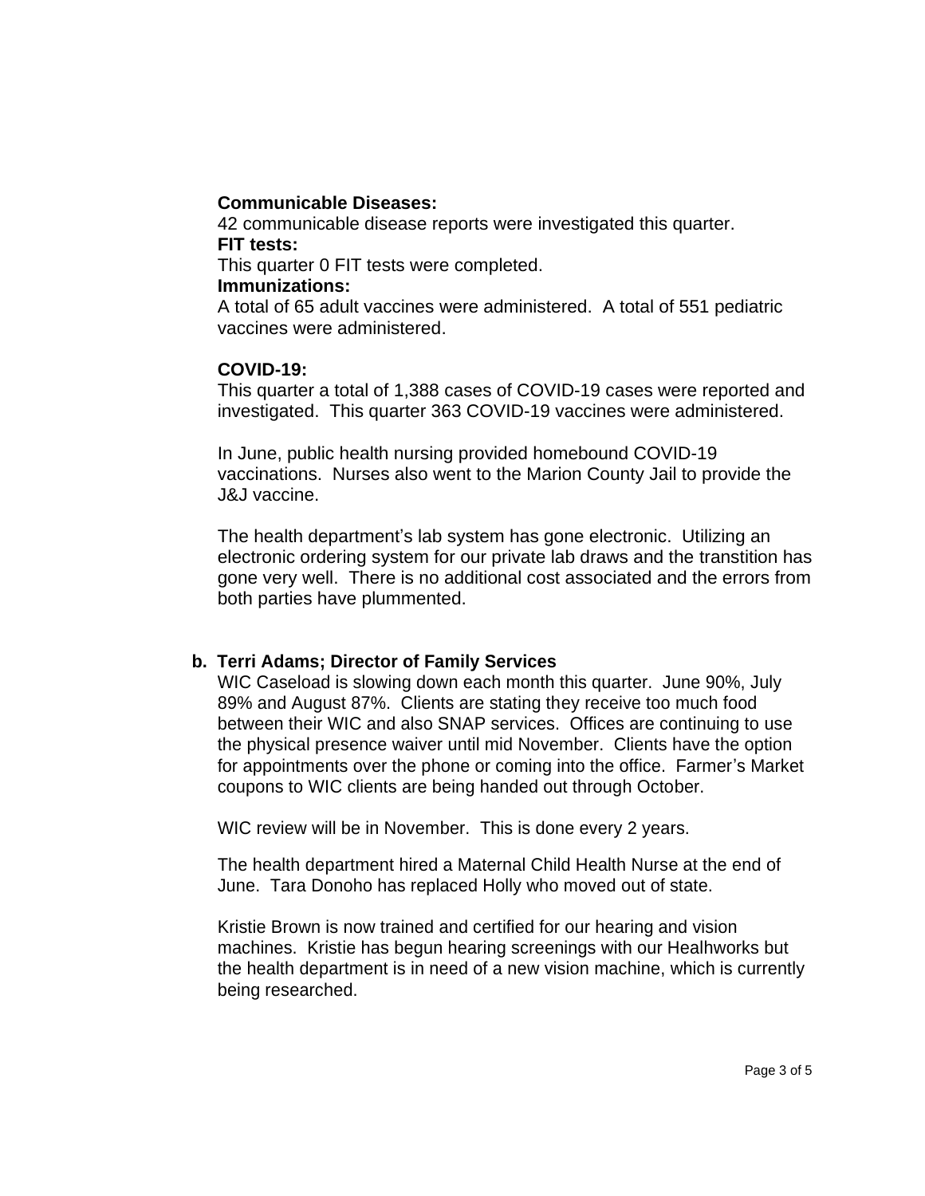**Communicable Diseases:**

42 communicable disease reports were investigated this quarter.

**FIT tests:**

This quarter 0 FIT tests were completed.

**Immunizations:**

A total of 65 adult vaccines were administered. A total of 551 pediatric vaccines were administered.

**COVID-19:**

This quarter a total of 1,388 cases of COVID-19 cases were reported and investigated. This quarter 363 COVID-19 vaccines were administered.

In June, public health nursing provided homebound COVID-19 vaccinations. Nurses also went to the Marion County Jail to provide the J&J vaccine.

The health department's lab system has gone electronic. Utilizing an electronic ordering system for our private lab draws and the transtition has gone very well. There is no additional cost associated and the errors from both parties have plummented.

**b. Terri Adams; Director of Family Services**

WIC Caseload is slowing down each month this quarter. June 90%, July 89% and August 87%. Clients are stating they receive too much food between their WIC and also SNAP services. Offices are continuing to use the physical presence waiver until mid November. Clients have the option for appointments over the phone or coming into the office. Farmer's Market coupons to WIC clients are being handed out through October.

WIC review will be in November. This is done every 2 years.

The health department hired a Maternal Child Health Nurse at the end of June. Tara Donoho has replaced Holly who moved out of state.

Kristie Brown is now trained and certified for our hearing and vision machines. Kristie has begun hearing screenings with our Healhworks but the health department is in need of a new vision machine, which is currently being researched.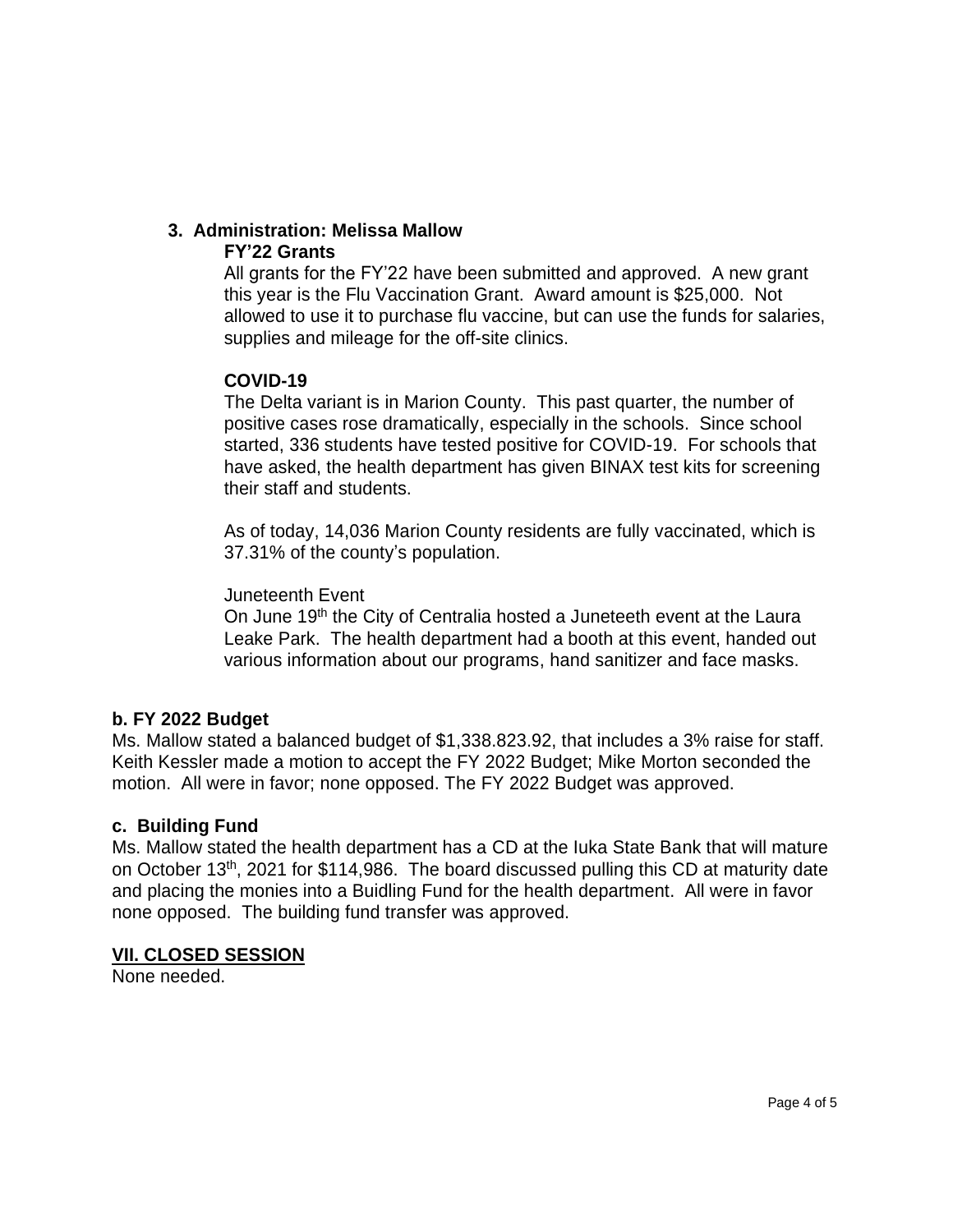### 3. Administration: Melissa Mallow

**FY'22 Grants**

All grants for the FY'22 have been submitted and approved. A new grant this year is the Flu Vaccination Grant. Award amount is $25,000. Not allowed to use it to purchase flu vaccine, but can use the funds for salaries, supplies and mileage for the off-site clinics.

**COVID-19**

The Delta variant is in Marion County. This past quarter, the number of positive cases rose dramatically, especially in the schools. Since school started, 336 students have tested positive for COVID-19. For schools that have asked, the health department has given BINAX test kits for screening their staff and students.

As of today, 14,036 Marion County residents are fully vaccinated, which is 37.31% of the county's population.

Juneteenth Event

On June 19th the City of Centralia hosted a Juneteeth event at the Laura Leake Park. The health department had a booth at this event, handed out various information about our programs, hand sanitizer and face masks.

**b. FY 2022 Budget**

Ms. Mallow stated a balanced budget of $1,338.823.92, that includes a 3% raise for staff. Keith Kessler made a motion to accept the FY 2022 Budget; Mike Morton seconded the motion. All were in favor; none opposed. The FY 2022 Budget was approved.

**c. Building Fund**

Ms. Mallow stated the health department has a CD at the Iuka State Bank that will mature on October 13th, 2021 for $114,986. The board discussed pulling this CD at maturity date and placing the monies into a Buidling Fund for the health department. All were in favor none opposed. The building fund transfer was approved.

## VII. CLOSED SESSION

None needed.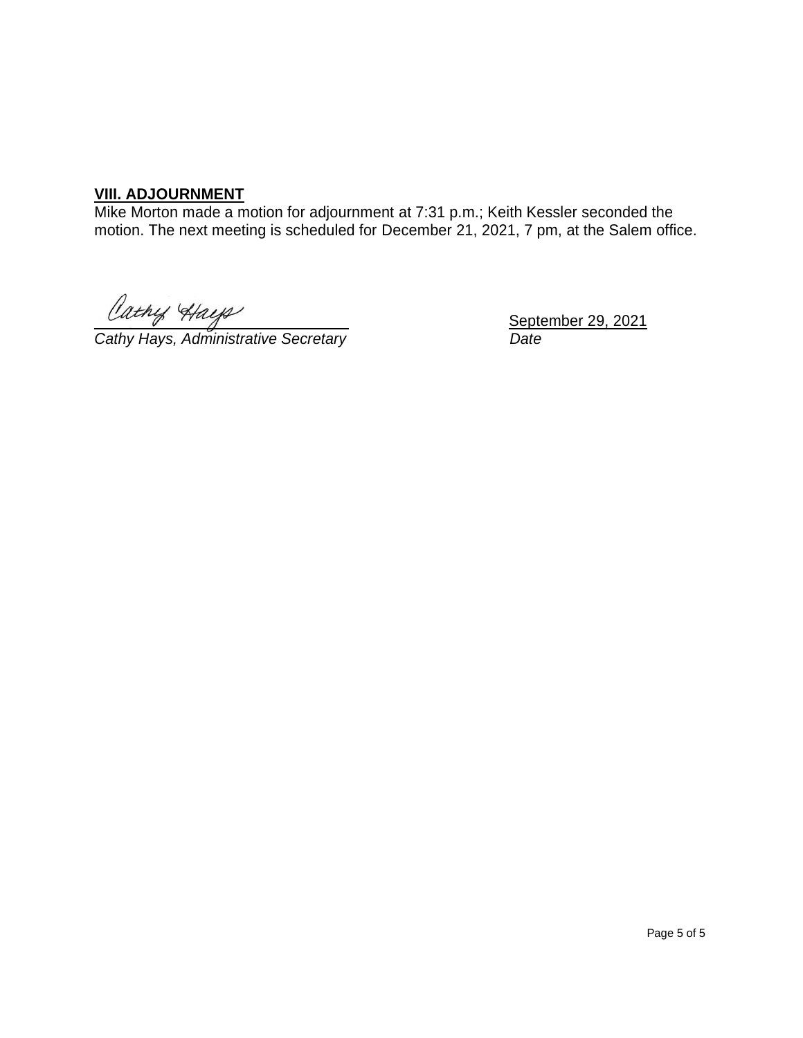## **VIII. ADJOURNMENT**

Mike Morton made a motion for adjournment at 7:31 p.m.; Keith Kessler seconded the motion. The next meeting is scheduled for December 21, 2021, 7 pm, at the Salem office.

Cathy Hays

*Cathy Hays, Administrative Secretary*

September 29, 2021

*Date*